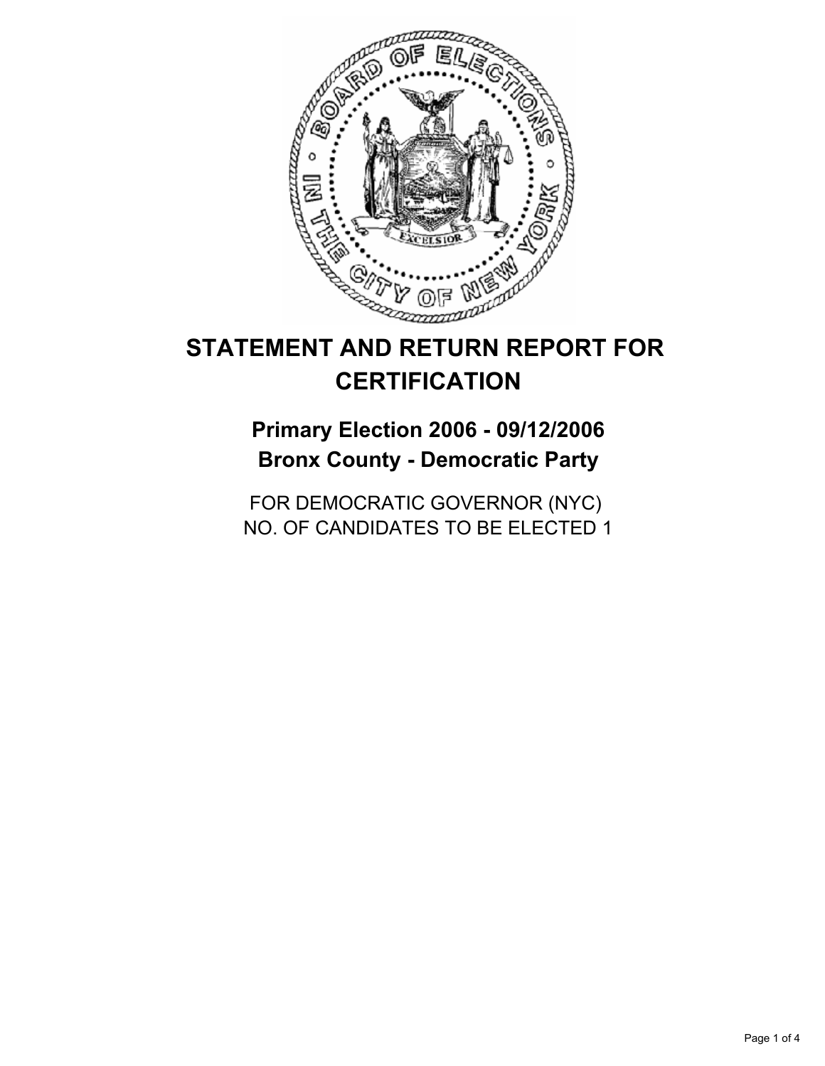# STATEMENT AND RETURN REPORT FOR CERTIFICATION

## Primary Election 2006 - 09/12/2006
## Bronx County - Democratic Party

FOR DEMOCRATIC GOVERNOR (NYC)
NO. OF CANDIDATES TO BE ELECTED 1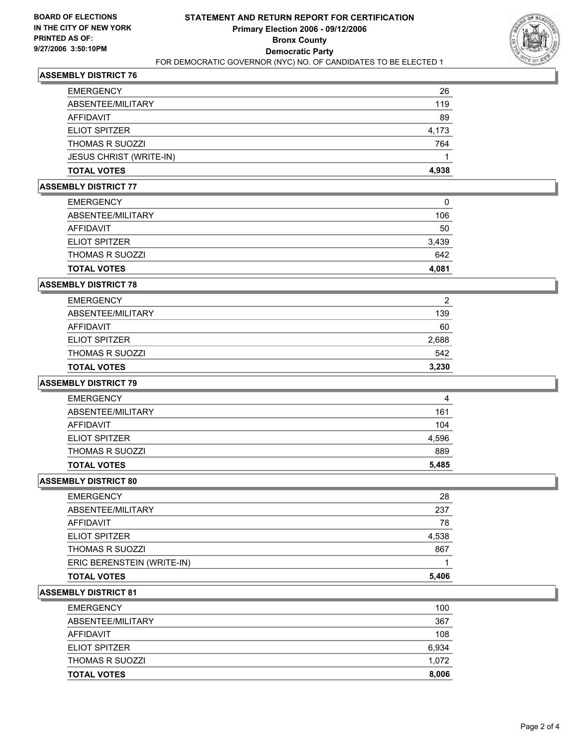**BOARD OF ELECTIONS IN THE CITY OF NEW YORK PRINTED AS OF: 9/27/2006 3:50:10PM**

# STATEMENT AND RETURN REPORT FOR CERTIFICATION
## Primary Election 2006 - 09/12/2006
## Bronx County
## Democratic Party
FOR DEMOCRATIC GOVERNOR (NYC) NO. OF CANDIDATES TO BE ELECTED 1

### ASSEMBLY DISTRICT 76

| | |
|---|---|
| EMERGENCY | 26 |
| ABSENTEE/MILITARY | 119 |
| AFFIDAVIT | 89 |
| ELIOT SPITZER | 4,173 |
| THOMAS R SUOZZI | 764 |
| JESUS CHRIST (WRITE-IN) | 1 |
| **TOTAL VOTES** | **4,938** |

### ASSEMBLY DISTRICT 77

| | |
|---|---|
| EMERGENCY | 0 |
| ABSENTEE/MILITARY | 106 |
| AFFIDAVIT | 50 |
| ELIOT SPITZER | 3,439 |
| THOMAS R SUOZZI | 642 |
| **TOTAL VOTES** | **4,081** |

### ASSEMBLY DISTRICT 78

| | |
|---|---|
| EMERGENCY | 2 |
| ABSENTEE/MILITARY | 139 |
| AFFIDAVIT | 60 |
| ELIOT SPITZER | 2,688 |
| THOMAS R SUOZZI | 542 |
| **TOTAL VOTES** | **3,230** |

### ASSEMBLY DISTRICT 79

| | |
|---|---|
| EMERGENCY | 4 |
| ABSENTEE/MILITARY | 161 |
| AFFIDAVIT | 104 |
| ELIOT SPITZER | 4,596 |
| THOMAS R SUOZZI | 889 |
| **TOTAL VOTES** | **5,485** |

### ASSEMBLY DISTRICT 80

| | |
|---|---|
| EMERGENCY | 28 |
| ABSENTEE/MILITARY | 237 |
| AFFIDAVIT | 78 |
| ELIOT SPITZER | 4,538 |
| THOMAS R SUOZZI | 867 |
| ERIC BERENSTEIN (WRITE-IN) | 1 |
| **TOTAL VOTES** | **5,406** |

### ASSEMBLY DISTRICT 81

| | |
|---|---|
| EMERGENCY | 100 |
| ABSENTEE/MILITARY | 367 |
| AFFIDAVIT | 108 |
| ELIOT SPITZER | 6,934 |
| THOMAS R SUOZZI | 1,072 |
| **TOTAL VOTES** | **8,006** |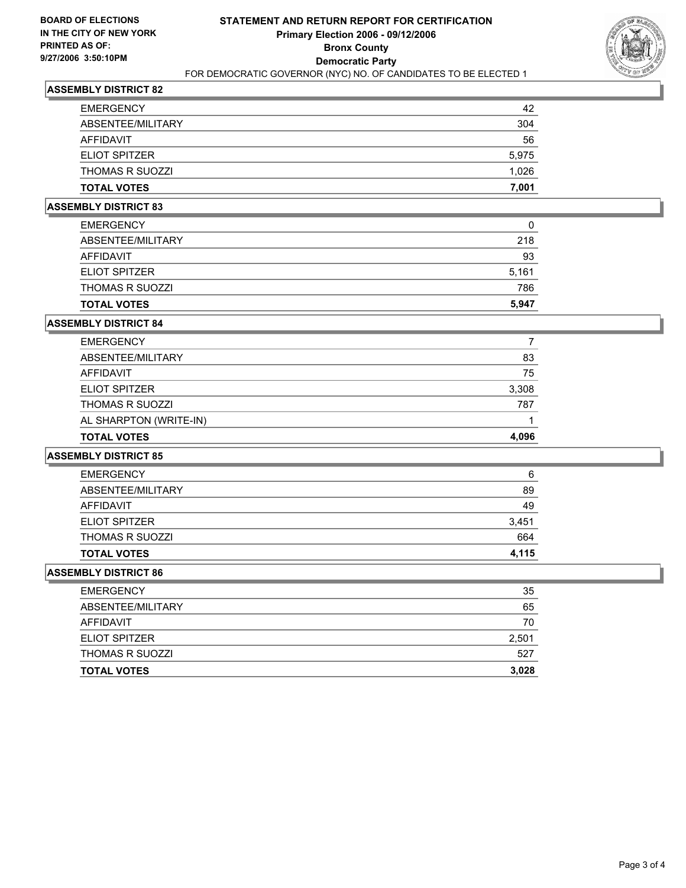**BOARD OF ELECTIONS IN THE CITY OF NEW YORK PRINTED AS OF: 9/27/2006 3:50:10PM**

# STATEMENT AND RETURN REPORT FOR CERTIFICATION
## Primary Election 2006 - 09/12/2006
## Bronx County
## Democratic Party
FOR DEMOCRATIC GOVERNOR (NYC) NO. OF CANDIDATES TO BE ELECTED 1

### ASSEMBLY DISTRICT 82

| | |
|---|---|
| EMERGENCY | 42 |
| ABSENTEE/MILITARY | 304 |
| AFFIDAVIT | 56 |
| ELIOT SPITZER | 5,975 |
| THOMAS R SUOZZI | 1,026 |
| **TOTAL VOTES** | **7,001** |

### ASSEMBLY DISTRICT 83

| | |
|---|---|
| EMERGENCY | 0 |
| ABSENTEE/MILITARY | 218 |
| AFFIDAVIT | 93 |
| ELIOT SPITZER | 5,161 |
| THOMAS R SUOZZI | 786 |
| **TOTAL VOTES** | **5,947** |

### ASSEMBLY DISTRICT 84

| | |
|---|---|
| EMERGENCY | 7 |
| ABSENTEE/MILITARY | 83 |
| AFFIDAVIT | 75 |
| ELIOT SPITZER | 3,308 |
| THOMAS R SUOZZI | 787 |
| AL SHARPTON (WRITE-IN) | 1 |
| **TOTAL VOTES** | **4,096** |

### ASSEMBLY DISTRICT 85

| | |
|---|---|
| EMERGENCY | 6 |
| ABSENTEE/MILITARY | 89 |
| AFFIDAVIT | 49 |
| ELIOT SPITZER | 3,451 |
| THOMAS R SUOZZI | 664 |
| **TOTAL VOTES** | **4,115** |

### ASSEMBLY DISTRICT 86

| | |
|---|---|
| EMERGENCY | 35 |
| ABSENTEE/MILITARY | 65 |
| AFFIDAVIT | 70 |
| ELIOT SPITZER | 2,501 |
| THOMAS R SUOZZI | 527 |
| **TOTAL VOTES** | **3,028** |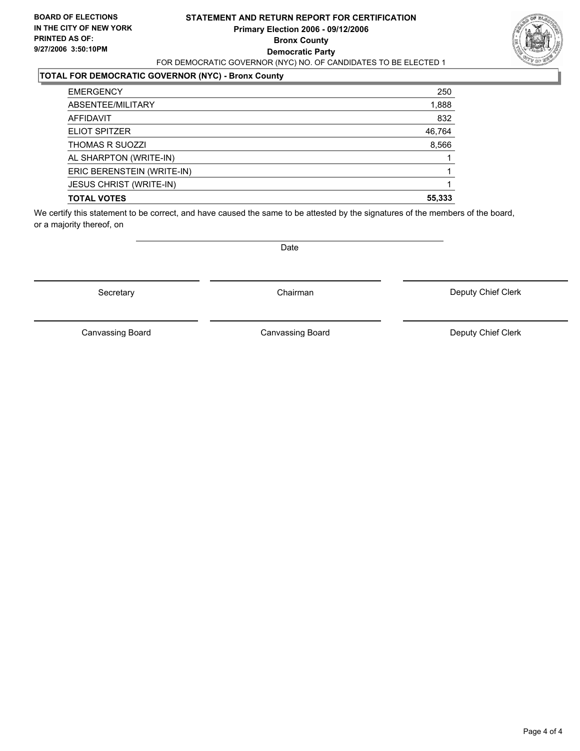**BOARD OF ELECTIONS IN THE CITY OF NEW YORK**
**PRINTED AS OF: 9/27/2006 3:50:10PM**

**STATEMENT AND RETURN REPORT FOR CERTIFICATION**
**Primary Election 2006 - 09/12/2006**
**Bronx County**
**Democratic Party**
FOR DEMOCRATIC GOVERNOR (NYC) NO. OF CANDIDATES TO BE ELECTED 1

**TOTAL FOR DEMOCRATIC GOVERNOR (NYC) - Bronx County**

| | |
|---|---|
| EMERGENCY | 250 |
| ABSENTEE/MILITARY | 1,888 |
| AFFIDAVIT | 832 |
| ELIOT SPITZER | 46,764 |
| THOMAS R SUOZZI | 8,566 |
| AL SHARPTON (WRITE-IN) | 1 |
| ERIC BERENSTEIN (WRITE-IN) | 1 |
| JESUS CHRIST (WRITE-IN) | 1 |
| **TOTAL VOTES** | **55,333** |

We certify this statement to be correct, and have caused the same to be attested by the signatures of the members of the board, or a majority thereof, on

Date

Secretary

Chairman

Deputy Chief Clerk

Canvassing Board

Canvassing Board

Deputy Chief Clerk